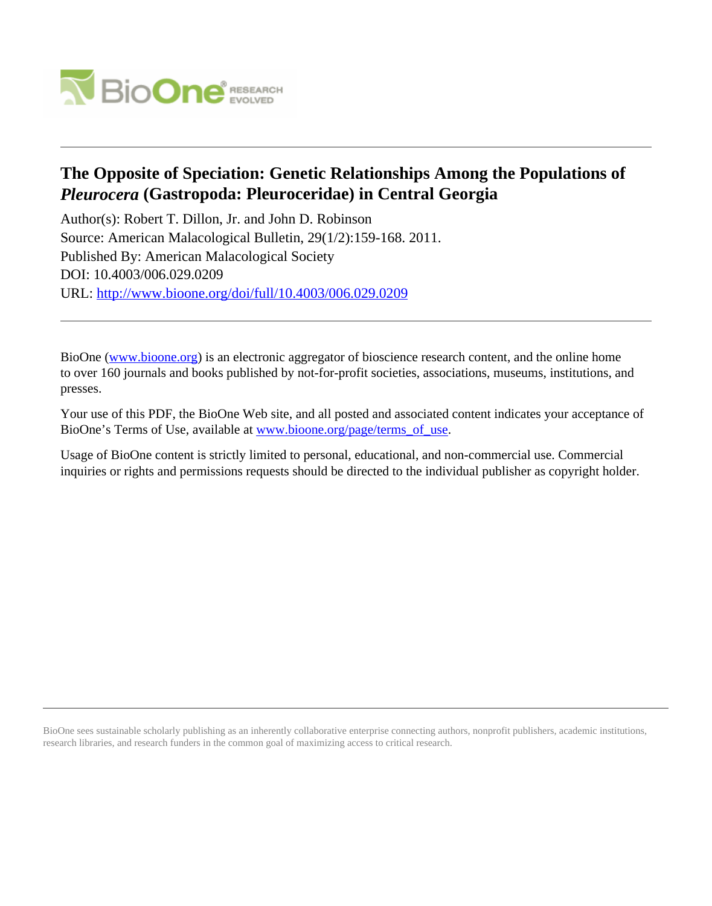# The Opposite of Speciation: Genetic Relationships Among the Populations of *Pleurocera* (Gastropoda: Pleuroceridae) in Central Georgia

Author(s): Robert T. Dillon, Jr. and John D. Robinson
Source: American Malacological Bulletin, 29(1/2):159-168. 2011.
Published By: American Malacological Society
DOI: 10.4003/006.029.0209
URL: http://www.bioone.org/doi/full/10.4003/006.029.0209

---

BioOne (www.bioone.org) is an electronic aggregator of bioscience research content, and the online home to over 160 journals and books published by not-for-profit societies, associations, museums, institutions, and presses.

Your use of this PDF, the BioOne Web site, and all posted and associated content indicates your acceptance of BioOne's Terms of Use, available at www.bioone.org/page/terms_of_use.

Usage of BioOne content is strictly limited to personal, educational, and non-commercial use. Commercial inquiries or rights and permissions requests should be directed to the individual publisher as copyright holder.

---

BioOne sees sustainable scholarly publishing as an inherently collaborative enterprise connecting authors, nonprofit publishers, academic institutions, research libraries, and research funders in the common goal of maximizing access to critical research.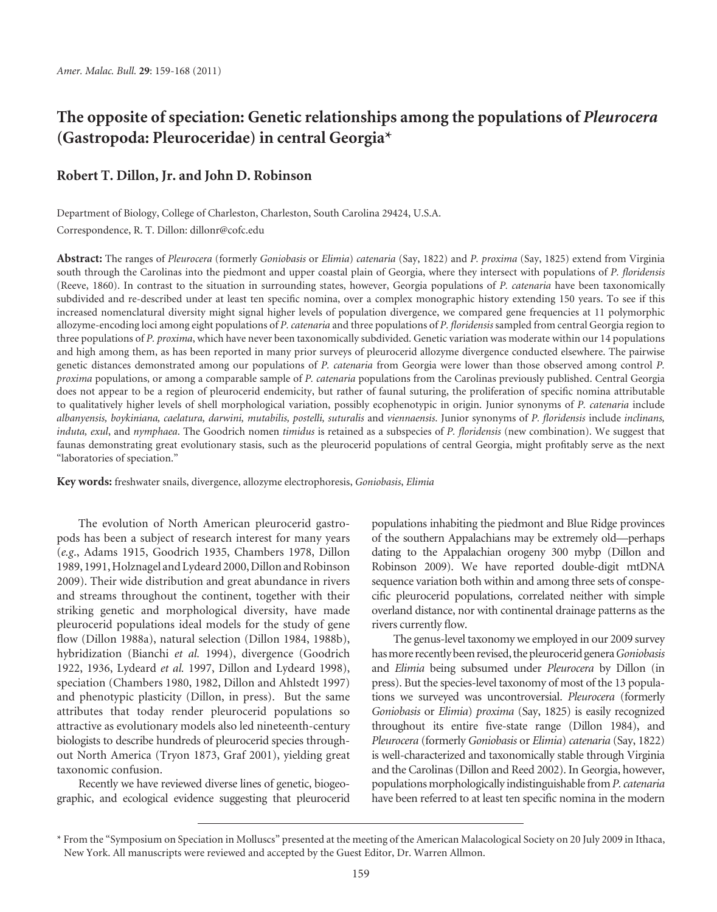# The opposite of speciation: Genetic relationships among the populations of *Pleurocera* (Gastropoda: Pleuroceridae) in central Georgia*

## Robert T. Dillon, Jr. and John D. Robinson

Department of Biology, College of Charleston, Charleston, South Carolina 29424, U.S.A.

Correspondence, R. T. Dillon: dillonr@cofc.edu

**Abstract:** The ranges of *Pleurocera* (formerly *Goniobasis* or *Elimia*) *catenaria* (Say, 1822) and *P. proxima* (Say, 1825) extend from Virginia south through the Carolinas into the piedmont and upper coastal plain of Georgia, where they intersect with populations of *P. floridensis* (Reeve, 1860). In contrast to the situation in surrounding states, however, Georgia populations of *P. catenaria* have been taxonomically subdivided and re-described under at least ten specific nomina, over a complex monographic history extending 150 years. To see if this increased nomenclatural diversity might signal higher levels of population divergence, we compared gene frequencies at 11 polymorphic allozyme-encoding loci among eight populations of *P. catenaria* and three populations of *P. floridensis* sampled from central Georgia region to three populations of *P. proxima*, which have never been taxonomically subdivided. Genetic variation was moderate within our 14 populations and high among them, as has been reported in many prior surveys of pleurocerid allozyme divergence conducted elsewhere. The pairwise genetic distances demonstrated among our populations of *P. catenaria* from Georgia were lower than those observed among control *P. proxima* populations, or among a comparable sample of *P. catenaria* populations from the Carolinas previously published. Central Georgia does not appear to be a region of pleurocerid endemicity, but rather of faunal suturing, the proliferation of specific nomina attributable to qualitatively higher levels of shell morphological variation, possibly ecophenotypic in origin. Junior synonyms of *P. catenaria* include *albanyensis, boykiniana, caelatura, darwini, mutabilis, postelli, suturalis* and *viennaensis*. Junior synonyms of *P. floridensis* include *inclinans, induta, exul*, and *nymphaea*. The Goodrich nomen *timidus* is retained as a subspecies of *P. floridensis* (new combination). We suggest that faunas demonstrating great evolutionary stasis, such as the pleurocerid populations of central Georgia, might profitably serve as the next "laboratories of speciation."

**Key words:** freshwater snails, divergence, allozyme electrophoresis, *Goniobasis*, *Elimia*

The evolution of North American pleurocerid gastropods has been a subject of research interest for many years (*e.g.*, Adams 1915, Goodrich 1935, Chambers 1978, Dillon 1989, 1991, Holznagel and Lydeard 2000, Dillon and Robinson 2009). Their wide distribution and great abundance in rivers and streams throughout the continent, together with their striking genetic and morphological diversity, have made pleurocerid populations ideal models for the study of gene flow (Dillon 1988a), natural selection (Dillon 1984, 1988b), hybridization (Bianchi *et al.* 1994), divergence (Goodrich 1922, 1936, Lydeard *et al.* 1997, Dillon and Lydeard 1998), speciation (Chambers 1980, 1982, Dillon and Ahlstedt 1997) and phenotypic plasticity (Dillon, in press). But the same attributes that today render pleurocerid populations so attractive as evolutionary models also led nineteenth-century biologists to describe hundreds of pleurocerid species throughout North America (Tryon 1873, Graf 2001), yielding great taxonomic confusion.

Recently we have reviewed diverse lines of genetic, biogeographic, and ecological evidence suggesting that pleurocerid populations inhabiting the piedmont and Blue Ridge provinces of the southern Appalachians may be extremely old—perhaps dating to the Appalachian orogeny 300 mybp (Dillon and Robinson 2009). We have reported double-digit mtDNA sequence variation both within and among three sets of conspecific pleurocerid populations, correlated neither with simple overland distance, nor with continental drainage patterns as the rivers currently flow.

The genus-level taxonomy we employed in our 2009 survey has more recently been revised, the pleurocerid genera *Goniobasis* and *Elimia* being subsumed under *Pleurocera* by Dillon (in press). But the species-level taxonomy of most of the 13 populations we surveyed was uncontroversial. *Pleurocera* (formerly *Goniobasis* or *Elimia*) *proxima* (Say, 1825) is easily recognized throughout its entire five-state range (Dillon 1984), and *Pleurocera* (formerly *Goniobasis* or *Elimia*) *catenaria* (Say, 1822) is well-characterized and taxonomically stable through Virginia and the Carolinas (Dillon and Reed 2002). In Georgia, however, populations morphologically indistinguishable from *P. catenaria* have been referred to at least ten specific nomina in the modern

* From the "Symposium on Speciation in Molluscs" presented at the meeting of the American Malacological Society on 20 July 2009 in Ithaca, New York. All manuscripts were reviewed and accepted by the Guest Editor, Dr. Warren Allmon.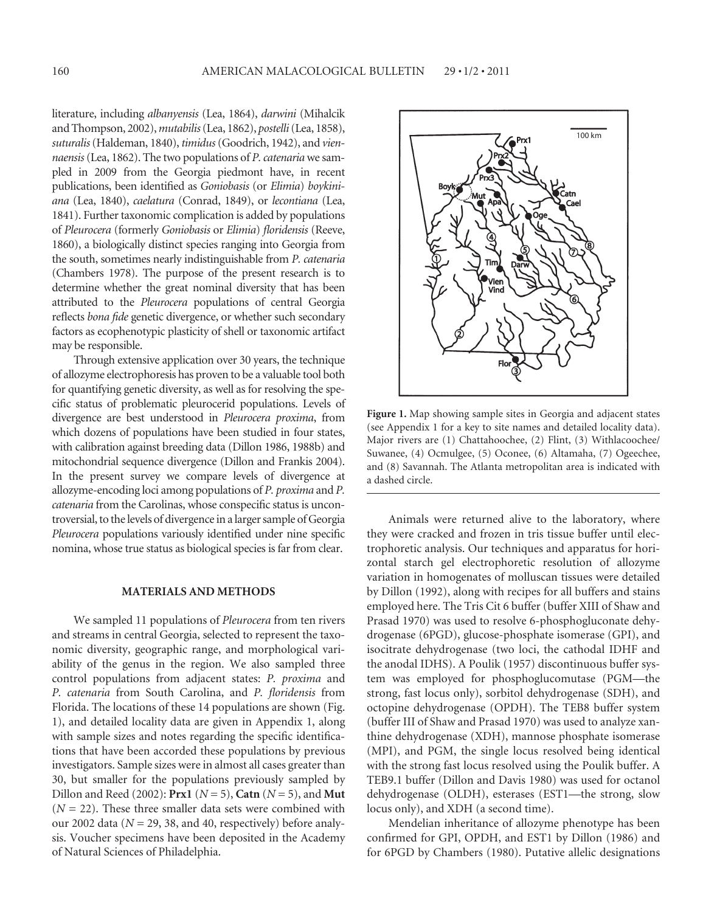literature, including *albanyensis* (Lea, 1864), *darwini* (Mihalcik and Thompson, 2002), *mutabilis* (Lea, 1862), *postelli* (Lea, 1858), *suturalis* (Haldeman, 1840), *timidus* (Goodrich, 1942), and *viennaensis* (Lea, 1862). The two populations of *P. catenaria* we sampled in 2009 from the Georgia piedmont have, in recent publications, been identified as *Goniobasis* (or *Elimia*) *boykiniana* (Lea, 1840), *caelatura* (Conrad, 1849), or *lecontiana* (Lea, 1841). Further taxonomic complication is added by populations of *Pleurocera* (formerly *Goniobasis* or *Elimia*) *floridensis* (Reeve, 1860), a biologically distinct species ranging into Georgia from the south, sometimes nearly indistinguishable from *P. catenaria* (Chambers 1978). The purpose of the present research is to determine whether the great nominal diversity that has been attributed to the *Pleurocera* populations of central Georgia reflects *bona fide* genetic divergence, or whether such secondary factors as ecophenotypic plasticity of shell or taxonomic artifact may be responsible.

Through extensive application over 30 years, the technique of allozyme electrophoresis has proven to be a valuable tool both for quantifying genetic diversity, as well as for resolving the specific status of problematic pleurocerid populations. Levels of divergence are best understood in *Pleurocera proxima*, from which dozens of populations have been studied in four states, with calibration against breeding data (Dillon 1986, 1988b) and mitochondrial sequence divergence (Dillon and Frankis 2004). In the present survey we compare levels of divergence at allozyme-encoding loci among populations of *P. proxima* and *P. catenaria* from the Carolinas, whose conspecific status is uncontroversial, to the levels of divergence in a larger sample of Georgia *Pleurocera* populations variously identified under nine specific nomina, whose true status as biological species is far from clear.

## MATERIALS AND METHODS

We sampled 11 populations of *Pleurocera* from ten rivers and streams in central Georgia, selected to represent the taxonomic diversity, geographic range, and morphological variability of the genus in the region. We also sampled three control populations from adjacent states: *P. proxima* and *P. catenaria* from South Carolina, and *P. floridensis* from Florida. The locations of these 14 populations are shown (Fig. 1), and detailed locality data are given in Appendix 1, along with sample sizes and notes regarding the specific identifications that have been accorded these populations by previous investigators. Sample sizes were in almost all cases greater than 30, but smaller for the populations previously sampled by Dillon and Reed (2002): **Prx1** ($N = 5$), **Catn** ($N = 5$), and **Mut** ($N = 22$). These three smaller data sets were combined with our 2002 data ($N = 29$, 38, and 40, respectively) before analysis. Voucher specimens have been deposited in the Academy of Natural Sciences of Philadelphia.

**Figure 1.** Map showing sample sites in Georgia and adjacent states (see Appendix 1 for a key to site names and detailed locality data). Major rivers are (1) Chattahoochee, (2) Flint, (3) Withlacoochee/Suwanee, (4) Ocmulgee, (5) Oconee, (6) Altamaha, (7) Ogeechee, and (8) Savannah. The Atlanta metropolitan area is indicated with a dashed circle.

Animals were returned alive to the laboratory, where they were cracked and frozen in tris tissue buffer until electrophoretic analysis. Our techniques and apparatus for horizontal starch gel electrophoretic resolution of allozyme variation in homogenates of molluscan tissues were detailed by Dillon (1992), along with recipes for all buffers and stains employed here. The Tris Cit 6 buffer (buffer XIII of Shaw and Prasad 1970) was used to resolve 6-phosphogluconate dehydrogenase (6PGD), glucose-phosphate isomerase (GPI), and isocitrate dehydrogenase (two loci, the cathodal IDHF and the anodal IDHS). A Poulik (1957) discontinuous buffer system was employed for phosphoglucomutase (PGM—the strong, fast locus only), sorbitol dehydrogenase (SDH), and octopine dehydrogenase (OPDH). The TEB8 buffer system (buffer III of Shaw and Prasad 1970) was used to analyze xanthine dehydrogenase (XDH), mannose phosphate isomerase (MPI), and PGM, the single locus resolved being identical with the strong fast locus resolved using the Poulik buffer. A TEB9.1 buffer (Dillon and Davis 1980) was used for octanol dehydrogenase (OLDH), esterases (EST1—the strong, slow locus only), and XDH (a second time).

Mendelian inheritance of allozyme phenotype has been confirmed for GPI, OPDH, and EST1 by Dillon (1986) and for 6PGD by Chambers (1980). Putative allelic designations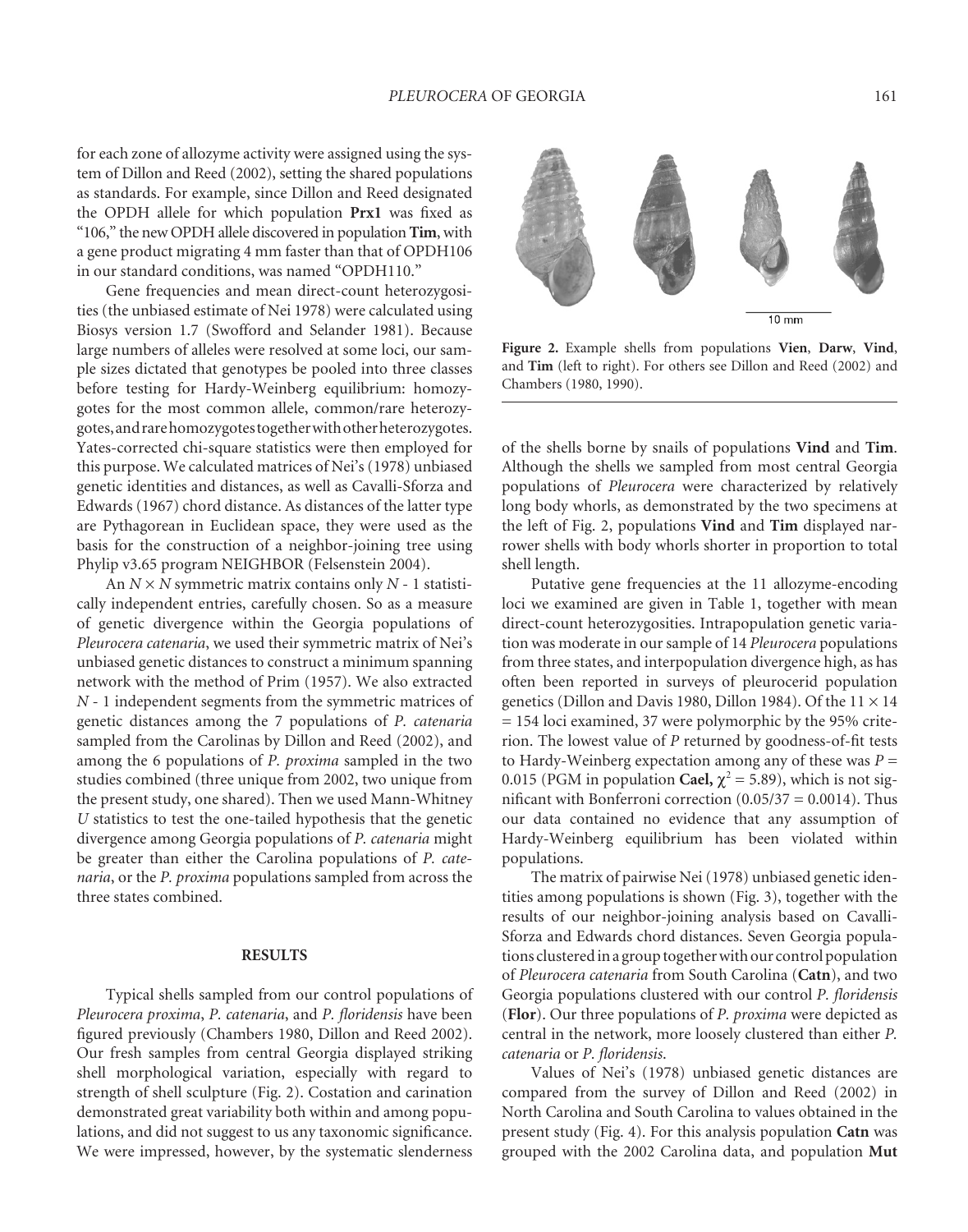for each zone of allozyme activity were assigned using the system of Dillon and Reed (2002), setting the shared populations as standards. For example, since Dillon and Reed designated the OPDH allele for which population **Prx1** was fixed as "106," the new OPDH allele discovered in population **Tim**, with a gene product migrating 4 mm faster than that of OPDH106 in our standard conditions, was named "OPDH110."

Gene frequencies and mean direct-count heterozygosities (the unbiased estimate of Nei 1978) were calculated using Biosys version 1.7 (Swofford and Selander 1981). Because large numbers of alleles were resolved at some loci, our sample sizes dictated that genotypes be pooled into three classes before testing for Hardy-Weinberg equilibrium: homozygotes for the most common allele, common/rare heterozygotes, and rare homozygotes together with other heterozygotes. Yates-corrected chi-square statistics were then employed for this purpose. We calculated matrices of Nei's (1978) unbiased genetic identities and distances, as well as Cavalli-Sforza and Edwards (1967) chord distance. As distances of the latter type are Pythagorean in Euclidean space, they were used as the basis for the construction of a neighbor-joining tree using Phylip v3.65 program NEIGHBOR (Felsenstein 2004).

An $N \times N$ symmetric matrix contains only $N$ - 1 statistically independent entries, carefully chosen. So as a measure of genetic divergence within the Georgia populations of *Pleurocera catenaria*, we used their symmetric matrix of Nei's unbiased genetic distances to construct a minimum spanning network with the method of Prim (1957). We also extracted $N$ - 1 independent segments from the symmetric matrices of genetic distances among the 7 populations of *P. catenaria* sampled from the Carolinas by Dillon and Reed (2002), and among the 6 populations of *P. proxima* sampled in the two studies combined (three unique from 2002, two unique from the present study, one shared). Then we used Mann-Whitney $U$ statistics to test the one-tailed hypothesis that the genetic divergence among Georgia populations of *P. catenaria* might be greater than either the Carolina populations of *P. catenaria*, or the *P. proxima* populations sampled from across the three states combined.

## RESULTS

Typical shells sampled from our control populations of *Pleurocera proxima*, *P. catenaria*, and *P. floridensis* have been figured previously (Chambers 1980, Dillon and Reed 2002). Our fresh samples from central Georgia displayed striking shell morphological variation, especially with regard to strength of shell sculpture (Fig. 2). Costation and carination demonstrated great variability both within and among populations, and did not suggest to us any taxonomic significance. We were impressed, however, by the systematic slenderness of the shells borne by snails of populations **Vind** and **Tim**. Although the shells we sampled from most central Georgia populations of *Pleurocera* were characterized by relatively long body whorls, as demonstrated by the two specimens at the left of Fig. 2, populations **Vind** and **Tim** displayed narrower shells with body whorls shorter in proportion to total shell length.

**Figure 2.** Example shells from populations **Vien**, **Darw**, **Vind**, and **Tim** (left to right). For others see Dillon and Reed (2002) and Chambers (1980, 1990).

Putative gene frequencies at the 11 allozyme-encoding loci we examined are given in Table 1, together with mean direct-count heterozygosities. Intrapopulation genetic variation was moderate in our sample of 14 *Pleurocera* populations from three states, and interpopulation divergence high, as has often been reported in surveys of pleurocerid population genetics (Dillon and Davis 1980, Dillon 1984). Of the $11 \times 14 = 154$ loci examined, 37 were polymorphic by the 95% criterion. The lowest value of $P$ returned by goodness-of-fit tests to Hardy-Weinberg expectation among any of these was $P = 0.015$ (PGM in population **Cael,** $\chi^2 = 5.89$), which is not significant with Bonferroni correction ($0.05/37 = 0.0014$). Thus our data contained no evidence that any assumption of Hardy-Weinberg equilibrium has been violated within populations.

The matrix of pairwise Nei (1978) unbiased genetic identities among populations is shown (Fig. 3), together with the results of our neighbor-joining analysis based on Cavalli-Sforza and Edwards chord distances. Seven Georgia populations clustered in a group together with our control population of *Pleurocera catenaria* from South Carolina (**Catn**), and two Georgia populations clustered with our control *P. floridensis* (**Flor**). Our three populations of *P. proxima* were depicted as central in the network, more loosely clustered than either *P. catenaria* or *P. floridensis*.

Values of Nei's (1978) unbiased genetic distances are compared from the survey of Dillon and Reed (2002) in North Carolina and South Carolina to values obtained in the present study (Fig. 4). For this analysis population **Catn** was grouped with the 2002 Carolina data, and population **Mut**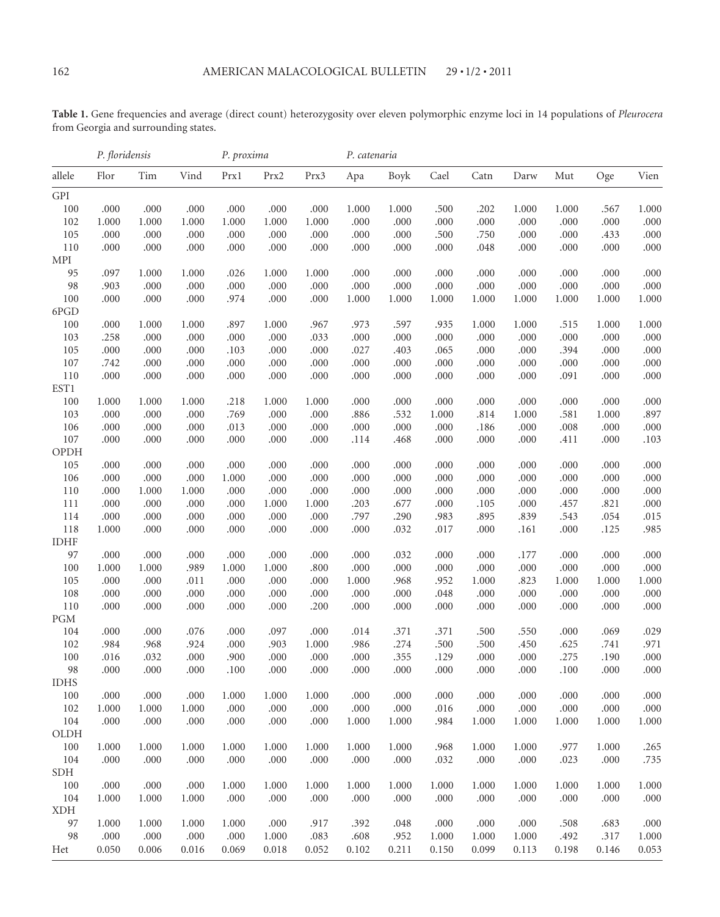**Table 1.** Gene frequencies and average (direct count) heterozygosity over eleven polymorphic enzyme loci in 14 populations of *Pleurocera* from Georgia and surrounding states.

| | *P. floridensis* | | | *P. proxima* | | | *P. catenaria* | | | | | | | |
|---|---|---|---|---|---|---|---|---|---|---|---|---|---|---|
| allele | Flor | Tim | Vind | Prx1 | Prx2 | Prx3 | Apa | Boyk | Cael | Catn | Darw | Mut | Oge | Vien |
| GPI | | | | | | | | | | | | | | |
| 100 | .000 | .000 | .000 | .000 | .000 | .000 | 1.000 | 1.000 | .500 | .202 | 1.000 | 1.000 | .567 | 1.000 |
| 102 | 1.000 | 1.000 | 1.000 | 1.000 | 1.000 | 1.000 | .000 | .000 | .000 | .000 | .000 | .000 | .000 | .000 |
| 105 | .000 | .000 | .000 | .000 | .000 | .000 | .000 | .000 | .500 | .750 | .000 | .000 | .433 | .000 |
| 110 | .000 | .000 | .000 | .000 | .000 | .000 | .000 | .000 | .000 | .048 | .000 | .000 | .000 | .000 |
| MPI | | | | | | | | | | | | | | |
| 95 | .097 | 1.000 | 1.000 | .026 | 1.000 | 1.000 | .000 | .000 | .000 | .000 | .000 | .000 | .000 | .000 |
| 98 | .903 | .000 | .000 | .000 | .000 | .000 | .000 | .000 | .000 | .000 | .000 | .000 | .000 | .000 |
| 100 | .000 | .000 | .000 | .974 | .000 | .000 | 1.000 | 1.000 | 1.000 | 1.000 | 1.000 | 1.000 | 1.000 | 1.000 |
| 6PGD | | | | | | | | | | | | | | |
| 100 | .000 | 1.000 | 1.000 | .897 | 1.000 | .967 | .973 | .597 | .935 | 1.000 | 1.000 | .515 | 1.000 | 1.000 |
| 103 | .258 | .000 | .000 | .000 | .000 | .033 | .000 | .000 | .000 | .000 | .000 | .000 | .000 | .000 |
| 105 | .000 | .000 | .000 | .103 | .000 | .000 | .027 | .403 | .065 | .000 | .000 | .394 | .000 | .000 |
| 107 | .742 | .000 | .000 | .000 | .000 | .000 | .000 | .000 | .000 | .000 | .000 | .000 | .000 | .000 |
| 110 | .000 | .000 | .000 | .000 | .000 | .000 | .000 | .000 | .000 | .000 | .000 | .091 | .000 | .000 |
| EST1 | | | | | | | | | | | | | | |
| 100 | 1.000 | 1.000 | 1.000 | .218 | 1.000 | 1.000 | .000 | .000 | .000 | .000 | .000 | .000 | .000 | .000 |
| 103 | .000 | .000 | .000 | .769 | .000 | .000 | .886 | .532 | 1.000 | .814 | 1.000 | .581 | 1.000 | .897 |
| 106 | .000 | .000 | .000 | .013 | .000 | .000 | .000 | .000 | .000 | .186 | .000 | .008 | .000 | .000 |
| 107 | .000 | .000 | .000 | .000 | .000 | .000 | .114 | .468 | .000 | .000 | .000 | .411 | .000 | .103 |
| OPDH | | | | | | | | | | | | | | |
| 105 | .000 | .000 | .000 | .000 | .000 | .000 | .000 | .000 | .000 | .000 | .000 | .000 | .000 | .000 |
| 106 | .000 | .000 | .000 | 1.000 | .000 | .000 | .000 | .000 | .000 | .000 | .000 | .000 | .000 | .000 |
| 110 | .000 | 1.000 | 1.000 | .000 | .000 | .000 | .000 | .000 | .000 | .000 | .000 | .000 | .000 | .000 |
| 111 | .000 | .000 | .000 | .000 | 1.000 | 1.000 | .203 | .677 | .000 | .105 | .000 | .457 | .821 | .000 |
| 114 | .000 | .000 | .000 | .000 | .000 | .000 | .797 | .290 | .983 | .895 | .839 | .543 | .054 | .015 |
| 118 | 1.000 | .000 | .000 | .000 | .000 | .000 | .000 | .032 | .017 | .000 | .161 | .000 | .125 | .985 |
| IDHF | | | | | | | | | | | | | | |
| 97 | .000 | .000 | .000 | .000 | .000 | .000 | .000 | .032 | .000 | .000 | .177 | .000 | .000 | .000 |
| 100 | 1.000 | 1.000 | .989 | 1.000 | 1.000 | .800 | .000 | .000 | .000 | .000 | .000 | .000 | .000 | .000 |
| 105 | .000 | .000 | .011 | .000 | .000 | .000 | 1.000 | .968 | .952 | 1.000 | .823 | 1.000 | 1.000 | 1.000 |
| 108 | .000 | .000 | .000 | .000 | .000 | .000 | .000 | .000 | .048 | .000 | .000 | .000 | .000 | .000 |
| 110 | .000 | .000 | .000 | .000 | .000 | .200 | .000 | .000 | .000 | .000 | .000 | .000 | .000 | .000 |
| PGM | | | | | | | | | | | | | | |
| 104 | .000 | .000 | .076 | .000 | .097 | .000 | .014 | .371 | .371 | .500 | .550 | .000 | .069 | .029 |
| 102 | .984 | .968 | .924 | .000 | .903 | 1.000 | .986 | .274 | .500 | .500 | .450 | .625 | .741 | .971 |
| 100 | .016 | .032 | .000 | .900 | .000 | .000 | .000 | .355 | .129 | .000 | .000 | .275 | .190 | .000 |
| 98 | .000 | .000 | .000 | .100 | .000 | .000 | .000 | .000 | .000 | .000 | .000 | .100 | .000 | .000 |
| IDHS | | | | | | | | | | | | | | |
| 100 | .000 | .000 | .000 | 1.000 | 1.000 | 1.000 | .000 | .000 | .000 | .000 | .000 | .000 | .000 | .000 |
| 102 | 1.000 | 1.000 | 1.000 | .000 | .000 | .000 | .000 | .000 | .016 | .000 | .000 | .000 | .000 | .000 |
| 104 | .000 | .000 | .000 | .000 | .000 | .000 | 1.000 | 1.000 | .984 | 1.000 | 1.000 | 1.000 | 1.000 | 1.000 |
| OLDH | | | | | | | | | | | | | | |
| 100 | 1.000 | 1.000 | 1.000 | 1.000 | 1.000 | 1.000 | 1.000 | 1.000 | .968 | 1.000 | 1.000 | .977 | 1.000 | .265 |
| 104 | .000 | .000 | .000 | .000 | .000 | .000 | .000 | .000 | .032 | .000 | .000 | .023 | .000 | .735 |
| SDH | | | | | | | | | | | | | | |
| 100 | .000 | .000 | .000 | 1.000 | 1.000 | 1.000 | 1.000 | 1.000 | 1.000 | 1.000 | 1.000 | 1.000 | 1.000 | 1.000 |
| 104 | 1.000 | 1.000 | 1.000 | .000 | .000 | .000 | .000 | .000 | .000 | .000 | .000 | .000 | .000 | .000 |
| XDH | | | | | | | | | | | | | | |
| 97 | 1.000 | 1.000 | 1.000 | 1.000 | .000 | .917 | .392 | .048 | .000 | .000 | .000 | .508 | .683 | .000 |
| 98 | .000 | .000 | .000 | .000 | 1.000 | .083 | .608 | .952 | 1.000 | 1.000 | 1.000 | .492 | .317 | 1.000 |
| Het | 0.050 | 0.006 | 0.016 | 0.069 | 0.018 | 0.052 | 0.102 | 0.211 | 0.150 | 0.099 | 0.113 | 0.198 | 0.146 | 0.053 |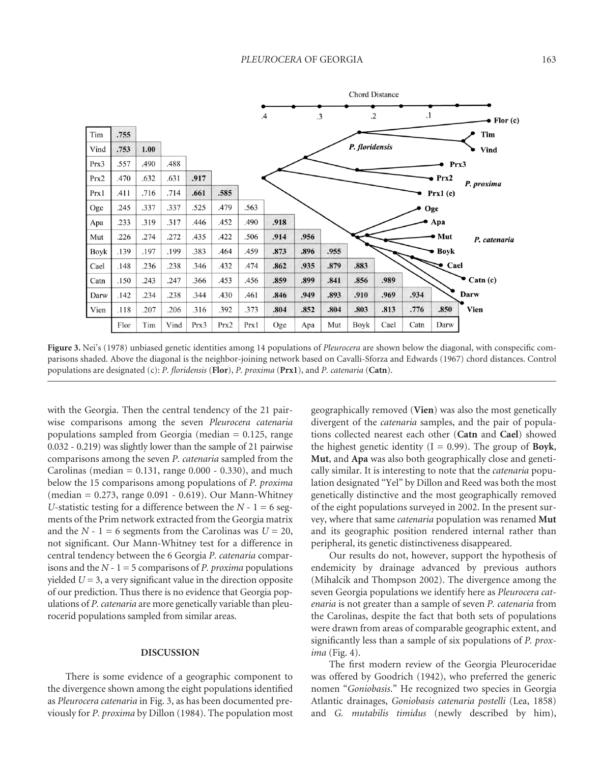| Tim | .755 | | | | | | | | | | | | |
|---|---|---|---|---|---|---|---|---|---|---|---|---|---|
| Vind | .753 | 1.00 | | | | | | | | | | | |
| Prx3 | .557 | .490 | .488 | | | | | | | | | | |
| Prx2 | .470 | .632 | .631 | .917 | | | | | | | | | |
| Prx1 | .411 | .716 | .714 | .661 | .585 | | | | | | | | |
| Oge | .245 | .337 | .337 | .525 | .479 | .563 | | | | | | | |
| Apa | .233 | .319 | .317 | .446 | .452 | .490 | .918 | | | | | | |
| Mut | .226 | .274 | .272 | .435 | .422 | .506 | .914 | .956 | | | | | |
| Boyk | .139 | .197 | .199 | .383 | .464 | .459 | .873 | .896 | .955 | | | | |
| Cael | .148 | .236 | .238 | .346 | .432 | .474 | .862 | .935 | .879 | .883 | | | |
| Catn | .150 | .243 | .247 | .366 | .453 | .456 | .859 | .899 | .841 | .856 | .989 | | |
| Darw | .142 | .234 | .238 | .344 | .430 | .461 | .846 | .949 | .893 | .910 | .969 | .934 | |
| Vien | .118 | .207 | .206 | .316 | .392 | .373 | .804 | .852 | .804 | .803 | .813 | .776 | .850 |
| | Flor | Tim | Vind | Prx3 | Prx2 | Prx1 | Oge | Apa | Mut | Boyk | Cael | Catn | Darw |

**Figure 3.** Nei's (1978) unbiased genetic identities among 14 populations of *Pleurocera* are shown below the diagonal, with conspecific comparisons shaded. Above the diagonal is the neighbor-joining network based on Cavalli-Sforza and Edwards (1967) chord distances. Control populations are designated (c): *P. floridensis* (**Flor**), *P. proxima* (**Prx1**), and *P. catenaria* (**Catn**).

with the Georgia. Then the central tendency of the 21 pairwise comparisons among the seven *Pleurocera catenaria* populations sampled from Georgia (median = 0.125, range 0.032 - 0.219) was slightly lower than the sample of 21 pairwise comparisons among the seven *P. catenaria* sampled from the Carolinas (median = 0.131, range 0.000 - 0.330), and much below the 15 comparisons among populations of *P. proxima* (median = 0.273, range 0.091 - 0.619). Our Mann-Whitney $U$-statistic testing for a difference between the $N - 1 = 6$ segments of the Prim network extracted from the Georgia matrix and the $N - 1 = 6$ segments from the Carolinas was $U = 20$, not significant. Our Mann-Whitney test for a difference in central tendency between the 6 Georgia *P. catenaria* comparisons and the $N - 1 = 5$ comparisons of *P. proxima* populations yielded $U = 3$, a very significant value in the direction opposite of our prediction. Thus there is no evidence that Georgia populations of *P. catenaria* are more genetically variable than pleurocerid populations sampled from similar areas.

## DISCUSSION

There is some evidence of a geographic component to the divergence shown among the eight populations identified as *Pleurocera catenaria* in Fig. 3, as has been documented previously for *P. proxima* by Dillon (1984). The population most geographically removed (**Vien**) was also the most genetically divergent of the *catenaria* samples, and the pair of populations collected nearest each other (**Catn** and **Cael**) showed the highest genetic identity (I = 0.99). The group of **Boyk**, **Mut**, and **Apa** was also both geographically close and genetically similar. It is interesting to note that the *catenaria* population designated "Yel" by Dillon and Reed was both the most genetically distinctive and the most geographically removed of the eight populations surveyed in 2002. In the present survey, where that same *catenaria* population was renamed **Mut** and its geographic position rendered internal rather than peripheral, its genetic distinctiveness disappeared.

Our results do not, however, support the hypothesis of endemicity by drainage advanced by previous authors (Mihalcik and Thompson 2002). The divergence among the seven Georgia populations we identify here as *Pleurocera catenaria* is not greater than a sample of seven *P. catenaria* from the Carolinas, despite the fact that both sets of populations were drawn from areas of comparable geographic extent, and significantly less than a sample of six populations of *P. proxima* (Fig. 4).

The first modern review of the Georgia Pleuroceridae was offered by Goodrich (1942), who preferred the generic nomen "*Goniobasis*." He recognized two species in Georgia Atlantic drainages, *Goniobasis catenaria postelli* (Lea, 1858) and *G. mutabilis timidus* (newly described by him),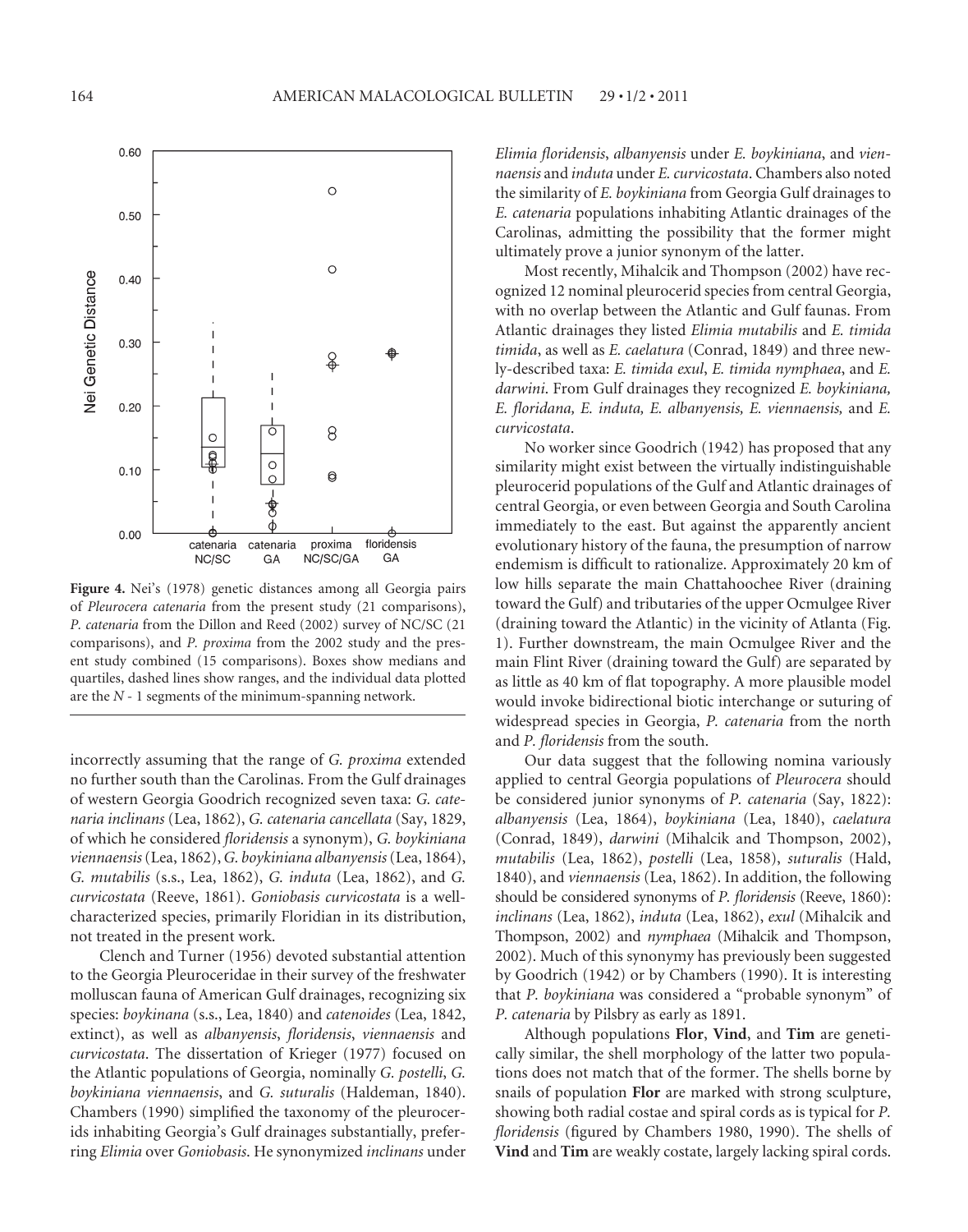**Figure 4.** Nei's (1978) genetic distances among all Georgia pairs of *Pleurocera catenaria* from the present study (21 comparisons), *P. catenaria* from the Dillon and Reed (2002) survey of NC/SC (21 comparisons), and *P. proxima* from the 2002 study and the present study combined (15 comparisons). Boxes show medians and quartiles, dashed lines show ranges, and the individual data plotted are the *N* - 1 segments of the minimum-spanning network.

incorrectly assuming that the range of *G. proxima* extended no further south than the Carolinas. From the Gulf drainages of western Georgia Goodrich recognized seven taxa: *G. catenaria inclinans* (Lea, 1862), *G. catenaria cancellata* (Say, 1829, of which he considered *floridensis* a synonym), *G. boykiniana viennaensis* (Lea, 1862), *G. boykiniana albanyensis* (Lea, 1864), *G. mutabilis* (s.s., Lea, 1862), *G. induta* (Lea, 1862), and *G. curvicostata* (Reeve, 1861). *Goniobasis curvicostata* is a well-characterized species, primarily Floridian in its distribution, not treated in the present work.

Clench and Turner (1956) devoted substantial attention to the Georgia Pleuroceridae in their survey of the freshwater molluscan fauna of American Gulf drainages, recognizing six species: *boykinana* (s.s., Lea, 1840) and *catenoides* (Lea, 1842, extinct), as well as *albanyensis*, *floridensis*, *viennaensis* and *curvicostata*. The dissertation of Krieger (1977) focused on the Atlantic populations of Georgia, nominally *G. postelli*, *G. boykiniana viennaensis*, and *G. suturalis* (Haldeman, 1840). Chambers (1990) simplified the taxonomy of the pleurocerids inhabiting Georgia's Gulf drainages substantially, preferring *Elimia* over *Goniobasis*. He synonymized *inclinans* under *Elimia floridensis*, *albanyensis* under *E. boykiniana*, and *viennaensis* and *induta* under *E. curvicostata*. Chambers also noted the similarity of *E. boykiniana* from Georgia Gulf drainages to *E. catenaria* populations inhabiting Atlantic drainages of the Carolinas, admitting the possibility that the former might ultimately prove a junior synonym of the latter.

Most recently, Mihalcik and Thompson (2002) have recognized 12 nominal pleurocerid species from central Georgia, with no overlap between the Atlantic and Gulf faunas. From Atlantic drainages they listed *Elimia mutabilis* and *E. timida timida*, as well as *E. caelatura* (Conrad, 1849) and three newly-described taxa: *E. timida exul*, *E. timida nymphaea*, and *E. darwini*. From Gulf drainages they recognized *E. boykiniana, E. floridana, E. induta, E. albanyensis, E. viennaensis,* and *E. curvicostata*.

No worker since Goodrich (1942) has proposed that any similarity might exist between the virtually indistinguishable pleurocerid populations of the Gulf and Atlantic drainages of central Georgia, or even between Georgia and South Carolina immediately to the east. But against the apparently ancient evolutionary history of the fauna, the presumption of narrow endemism is difficult to rationalize. Approximately 20 km of low hills separate the main Chattahoochee River (draining toward the Gulf) and tributaries of the upper Ocmulgee River (draining toward the Atlantic) in the vicinity of Atlanta (Fig. 1). Further downstream, the main Ocmulgee River and the main Flint River (draining toward the Gulf) are separated by as little as 40 km of flat topography. A more plausible model would invoke bidirectional biotic interchange or suturing of widespread species in Georgia, *P. catenaria* from the north and *P. floridensis* from the south.

Our data suggest that the following nomina variously applied to central Georgia populations of *Pleurocera* should be considered junior synonyms of *P. catenaria* (Say, 1822): *albanyensis* (Lea, 1864), *boykiniana* (Lea, 1840), *caelatura* (Conrad, 1849), *darwini* (Mihalcik and Thompson, 2002), *mutabilis* (Lea, 1862), *postelli* (Lea, 1858), *suturalis* (Hald, 1840), and *viennaensis* (Lea, 1862). In addition, the following should be considered synonyms of *P. floridensis* (Reeve, 1860): *inclinans* (Lea, 1862), *induta* (Lea, 1862), *exul* (Mihalcik and Thompson, 2002) and *nymphaea* (Mihalcik and Thompson, 2002). Much of this synonymy has previously been suggested by Goodrich (1942) or by Chambers (1990). It is interesting that *P. boykiniana* was considered a "probable synonym" of *P. catenaria* by Pilsbry as early as 1891.

Although populations **Flor**, **Vind**, and **Tim** are genetically similar, the shell morphology of the latter two populations does not match that of the former. The shells borne by snails of population **Flor** are marked with strong sculpture, showing both radial costae and spiral cords as is typical for *P. floridensis* (figured by Chambers 1980, 1990). The shells of **Vind** and **Tim** are weakly costate, largely lacking spiral cords.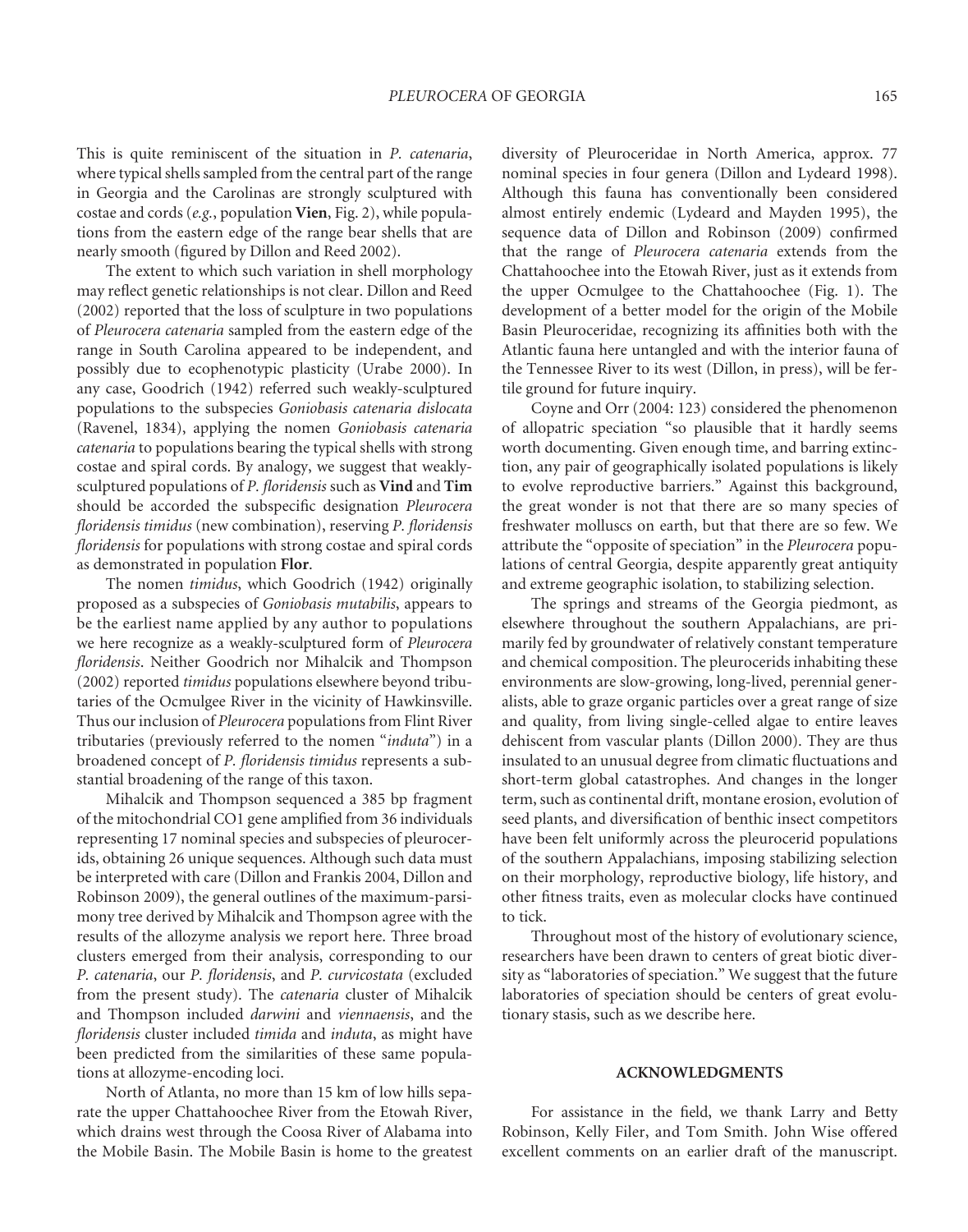This is quite reminiscent of the situation in *P. catenaria*, where typical shells sampled from the central part of the range in Georgia and the Carolinas are strongly sculptured with costae and cords (*e.g.*, population **Vien**, Fig. 2), while populations from the eastern edge of the range bear shells that are nearly smooth (figured by Dillon and Reed 2002).

The extent to which such variation in shell morphology may reflect genetic relationships is not clear. Dillon and Reed (2002) reported that the loss of sculpture in two populations of *Pleurocera catenaria* sampled from the eastern edge of the range in South Carolina appeared to be independent, and possibly due to ecophenotypic plasticity (Urabe 2000). In any case, Goodrich (1942) referred such weakly-sculptured populations to the subspecies *Goniobasis catenaria dislocata* (Ravenel, 1834), applying the nomen *Goniobasis catenaria catenaria* to populations bearing the typical shells with strong costae and spiral cords. By analogy, we suggest that weakly-sculptured populations of *P. floridensis* such as **Vind** and **Tim** should be accorded the subspecific designation *Pleurocera floridensis timidus* (new combination), reserving *P. floridensis floridensis* for populations with strong costae and spiral cords as demonstrated in population **Flor**.

The nomen *timidus*, which Goodrich (1942) originally proposed as a subspecies of *Goniobasis mutabilis*, appears to be the earliest name applied by any author to populations we here recognize as a weakly-sculptured form of *Pleurocera floridensis*. Neither Goodrich nor Mihalcik and Thompson (2002) reported *timidus* populations elsewhere beyond tributaries of the Ocmulgee River in the vicinity of Hawkinsville. Thus our inclusion of *Pleurocera* populations from Flint River tributaries (previously referred to the nomen "*induta*") in a broadened concept of *P. floridensis timidus* represents a substantial broadening of the range of this taxon.

Mihalcik and Thompson sequenced a 385 bp fragment of the mitochondrial CO1 gene amplified from 36 individuals representing 17 nominal species and subspecies of pleurocerids, obtaining 26 unique sequences. Although such data must be interpreted with care (Dillon and Frankis 2004, Dillon and Robinson 2009), the general outlines of the maximum-parsimony tree derived by Mihalcik and Thompson agree with the results of the allozyme analysis we report here. Three broad clusters emerged from their analysis, corresponding to our *P. catenaria*, our *P. floridensis*, and *P. curvicostata* (excluded from the present study). The *catenaria* cluster of Mihalcik and Thompson included *darwini* and *viennaensis*, and the *floridensis* cluster included *timida* and *induta*, as might have been predicted from the similarities of these same populations at allozyme-encoding loci.

North of Atlanta, no more than 15 km of low hills separate the upper Chattahoochee River from the Etowah River, which drains west through the Coosa River of Alabama into the Mobile Basin. The Mobile Basin is home to the greatest diversity of Pleuroceridae in North America, approx. 77 nominal species in four genera (Dillon and Lydeard 1998). Although this fauna has conventionally been considered almost entirely endemic (Lydeard and Mayden 1995), the sequence data of Dillon and Robinson (2009) confirmed that the range of *Pleurocera catenaria* extends from the Chattahoochee into the Etowah River, just as it extends from the upper Ocmulgee to the Chattahoochee (Fig. 1). The development of a better model for the origin of the Mobile Basin Pleuroceridae, recognizing its affinities both with the Atlantic fauna here untangled and with the interior fauna of the Tennessee River to its west (Dillon, in press), will be fertile ground for future inquiry.

Coyne and Orr (2004: 123) considered the phenomenon of allopatric speciation "so plausible that it hardly seems worth documenting. Given enough time, and barring extinction, any pair of geographically isolated populations is likely to evolve reproductive barriers." Against this background, the great wonder is not that there are so many species of freshwater molluscs on earth, but that there are so few. We attribute the "opposite of speciation" in the *Pleurocera* populations of central Georgia, despite apparently great antiquity and extreme geographic isolation, to stabilizing selection.

The springs and streams of the Georgia piedmont, as elsewhere throughout the southern Appalachians, are primarily fed by groundwater of relatively constant temperature and chemical composition. The pleurocerids inhabiting these environments are slow-growing, long-lived, perennial generalists, able to graze organic particles over a great range of size and quality, from living single-celled algae to entire leaves dehiscent from vascular plants (Dillon 2000). They are thus insulated to an unusual degree from climatic fluctuations and short-term global catastrophes. And changes in the longer term, such as continental drift, montane erosion, evolution of seed plants, and diversification of benthic insect competitors have been felt uniformly across the pleurocerid populations of the southern Appalachians, imposing stabilizing selection on their morphology, reproductive biology, life history, and other fitness traits, even as molecular clocks have continued to tick.

Throughout most of the history of evolutionary science, researchers have been drawn to centers of great biotic diversity as "laboratories of speciation." We suggest that the future laboratories of speciation should be centers of great evolutionary stasis, such as we describe here.

## ACKNOWLEDGMENTS

For assistance in the field, we thank Larry and Betty Robinson, Kelly Filer, and Tom Smith. John Wise offered excellent comments on an earlier draft of the manuscript.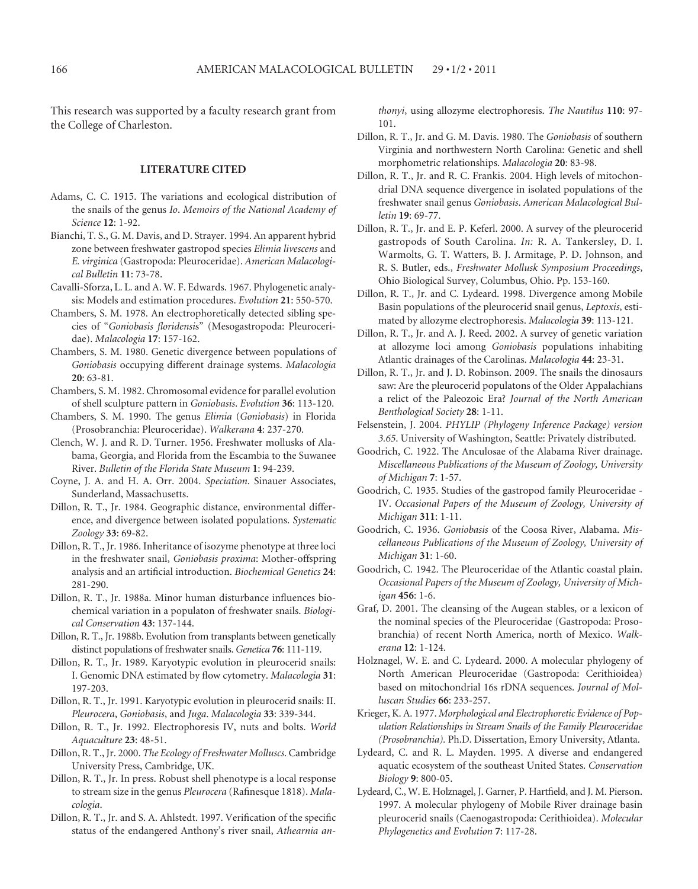This research was supported by a faculty research grant from the College of Charleston.

## LITERATURE CITED

Adams, C. C. 1915. The variations and ecological distribution of the snails of the genus *Io*. *Memoirs of the National Academy of Science* **12**: 1-92.

Bianchi, T. S., G. M. Davis, and D. Strayer. 1994. An apparent hybrid zone between freshwater gastropod species *Elimia livescens* and *E. virginica* (Gastropoda: Pleuroceridae). *American Malacological Bulletin* **11**: 73-78.

Cavalli-Sforza, L. L. and A. W. F. Edwards. 1967. Phylogenetic analysis: Models and estimation procedures. *Evolution* **21**: 550-570.

Chambers, S. M. 1978. An electrophoretically detected sibling species of "*Goniobasis floridensis*" (Mesogastropoda: Pleuroceridae). *Malacologia* **17**: 157-162.

Chambers, S. M. 1980. Genetic divergence between populations of *Goniobasis* occupying different drainage systems. *Malacologia* **20**: 63-81.

Chambers, S. M. 1982. Chromosomal evidence for parallel evolution of shell sculpture pattern in *Goniobasis*. *Evolution* **36**: 113-120.

Chambers, S. M. 1990. The genus *Elimia* (*Goniobasis*) in Florida (Prosobranchia: Pleuroceridae). *Walkerana* **4**: 237-270.

Clench, W. J. and R. D. Turner. 1956. Freshwater mollusks of Alabama, Georgia, and Florida from the Escambia to the Suwanee River. *Bulletin of the Florida State Museum* **1**: 94-239.

Coyne, J. A. and H. A. Orr. 2004. *Speciation*. Sinauer Associates, Sunderland, Massachusetts.

Dillon, R. T., Jr. 1984. Geographic distance, environmental difference, and divergence between isolated populations. *Systematic Zoology* **33**: 69-82.

Dillon, R. T., Jr. 1986. Inheritance of isozyme phenotype at three loci in the freshwater snail, *Goniobasis proxima*: Mother-offspring analysis and an artificial introduction. *Biochemical Genetics* **24**: 281-290.

Dillon, R. T., Jr. 1988a. Minor human disturbance influences biochemical variation in a populaton of freshwater snails. *Biological Conservation* **43**: 137-144.

Dillon, R. T., Jr. 1988b. Evolution from transplants between genetically distinct populations of freshwater snails. *Genetica* **76**: 111-119.

Dillon, R. T., Jr. 1989. Karyotypic evolution in pleurocerid snails: I. Genomic DNA estimated by flow cytometry. *Malacologia* **31**: 197-203.

Dillon, R. T., Jr. 1991. Karyotypic evolution in pleurocerid snails: II. *Pleurocera*, *Goniobasis*, and *Juga*. *Malacologia* **33**: 339-344.

Dillon, R. T., Jr. 1992. Electrophoresis IV, nuts and bolts. *World Aquaculture* **23**: 48-51.

Dillon, R. T., Jr. 2000. *The Ecology of Freshwater Molluscs*. Cambridge University Press, Cambridge, UK.

Dillon, R. T., Jr. In press. Robust shell phenotype is a local response to stream size in the genus *Pleurocera* (Rafinesque 1818). *Malacologia*.

Dillon, R. T., Jr. and S. A. Ahlstedt. 1997. Verification of the specific status of the endangered Anthony's river snail, *Athearnia anthonyi*, using allozyme electrophoresis. *The Nautilus* **110**: 97-101.

Dillon, R. T., Jr. and G. M. Davis. 1980. The *Goniobasis* of southern Virginia and northwestern North Carolina: Genetic and shell morphometric relationships. *Malacologia* **20**: 83-98.

Dillon, R. T., Jr. and R. C. Frankis. 2004. High levels of mitochondrial DNA sequence divergence in isolated populations of the freshwater snail genus *Goniobasis*. *American Malacological Bulletin* **19**: 69-77.

Dillon, R. T., Jr. and E. P. Keferl. 2000. A survey of the pleurocerid gastropods of South Carolina. *In:* R. A. Tankersley, D. I. Warmolts, G. T. Watters, B. J. Armitage, P. D. Johnson, and R. S. Butler, eds., *Freshwater Mollusk Symposium Proceedings*, Ohio Biological Survey, Columbus, Ohio. Pp. 153-160.

Dillon, R. T., Jr. and C. Lydeard. 1998. Divergence among Mobile Basin populations of the pleurocerid snail genus, *Leptoxis*, estimated by allozyme electrophoresis. *Malacologia* **39**: 113-121.

Dillon, R. T., Jr. and A. J. Reed. 2002. A survey of genetic variation at allozyme loci among *Goniobasis* populations inhabiting Atlantic drainages of the Carolinas. *Malacologia* **44**: 23-31.

Dillon, R. T., Jr. and J. D. Robinson. 2009. The snails the dinosaurs saw: Are the pleurocerid populatons of the Older Appalachians a relict of the Paleozoic Era? *Journal of the North American Benthological Society* **28**: 1-11.

Felsenstein, J. 2004. *PHYLIP (Phylogeny Inference Package) version 3.65*. University of Washington, Seattle: Privately distributed.

Goodrich, C. 1922. The Anculosae of the Alabama River drainage. *Miscellaneous Publications of the Museum of Zoology, University of Michigan* **7**: 1-57.

Goodrich, C. 1935. Studies of the gastropod family Pleuroceridae - IV. *Occasional Papers of the Museum of Zoology, University of Michigan* **311**: 1-11.

Goodrich, C. 1936. *Goniobasis* of the Coosa River, Alabama. *Miscellaneous Publications of the Museum of Zoology, University of Michigan* **31**: 1-60.

Goodrich, C. 1942. The Pleuroceridae of the Atlantic coastal plain. *Occasional Papers of the Museum of Zoology, University of Michigan* **456**: 1-6.

Graf, D. 2001. The cleansing of the Augean stables, or a lexicon of the nominal species of the Pleuroceridae (Gastropoda: Prosobranchia) of recent North America, north of Mexico. *Walkerana* **12**: 1-124.

Holznagel, W. E. and C. Lydeard. 2000. A molecular phylogeny of North American Pleuroceridae (Gastropoda: Cerithioidea) based on mitochondrial 16s rDNA sequences. *Journal of Molluscan Studies* **66**: 233-257.

Krieger, K. A. 1977. *Morphological and Electrophoretic Evidence of Population Relationships in Stream Snails of the Family Pleuroceridae (Prosobranchia).* Ph.D. Dissertation, Emory University, Atlanta.

Lydeard, C. and R. L. Mayden. 1995. A diverse and endangered aquatic ecosystem of the southeast United States. *Conservation Biology* **9**: 800-05.

Lydeard, C., W. E. Holznagel, J. Garner, P. Hartfield, and J. M. Pierson. 1997. A molecular phylogeny of Mobile River drainage basin pleurocerid snails (Caenogastropoda: Cerithioidea). *Molecular Phylogenetics and Evolution* **7**: 117-28.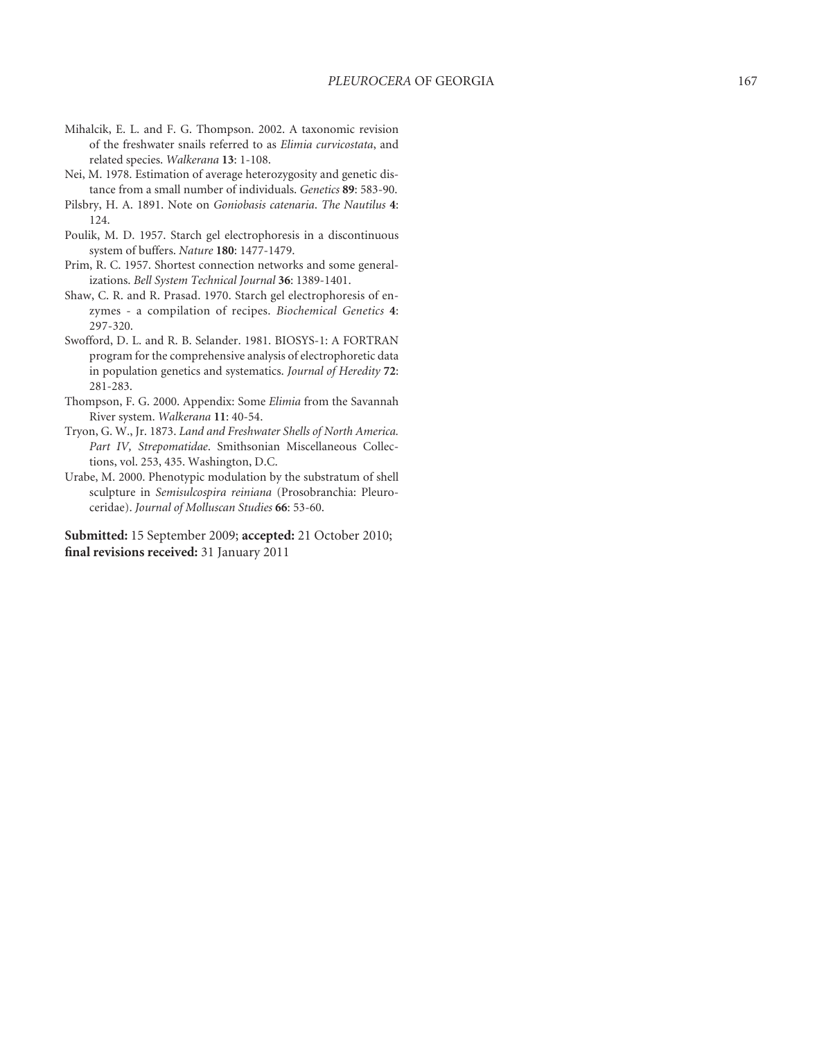Mihalcik, E. L. and F. G. Thompson. 2002. A taxonomic revision of the freshwater snails referred to as *Elimia curvicostata*, and related species. *Walkerana* **13**: 1-108.

Nei, M. 1978. Estimation of average heterozygosity and genetic distance from a small number of individuals. *Genetics* **89**: 583-90.

Pilsbry, H. A. 1891. Note on *Goniobasis catenaria*. *The Nautilus* **4**: 124.

Poulik, M. D. 1957. Starch gel electrophoresis in a discontinuous system of buffers. *Nature* **180**: 1477-1479.

Prim, R. C. 1957. Shortest connection networks and some generalizations. *Bell System Technical Journal* **36**: 1389-1401.

Shaw, C. R. and R. Prasad. 1970. Starch gel electrophoresis of enzymes - a compilation of recipes. *Biochemical Genetics* **4**: 297-320.

Swofford, D. L. and R. B. Selander. 1981. BIOSYS-1: A FORTRAN program for the comprehensive analysis of electrophoretic data in population genetics and systematics. *Journal of Heredity* **72**: 281-283.

Thompson, F. G. 2000. Appendix: Some *Elimia* from the Savannah River system. *Walkerana* **11**: 40-54.

Tryon, G. W., Jr. 1873. *Land and Freshwater Shells of North America. Part IV, Strepomatidae*. Smithsonian Miscellaneous Collections, vol. 253, 435. Washington, D.C.

Urabe, M. 2000. Phenotypic modulation by the substratum of shell sculpture in *Semisulcospira reiniana* (Prosobranchia: Pleuroceridae). *Journal of Molluscan Studies* **66**: 53-60.

**Submitted:** 15 September 2009; **accepted:** 21 October 2010; **final revisions received:** 31 January 2011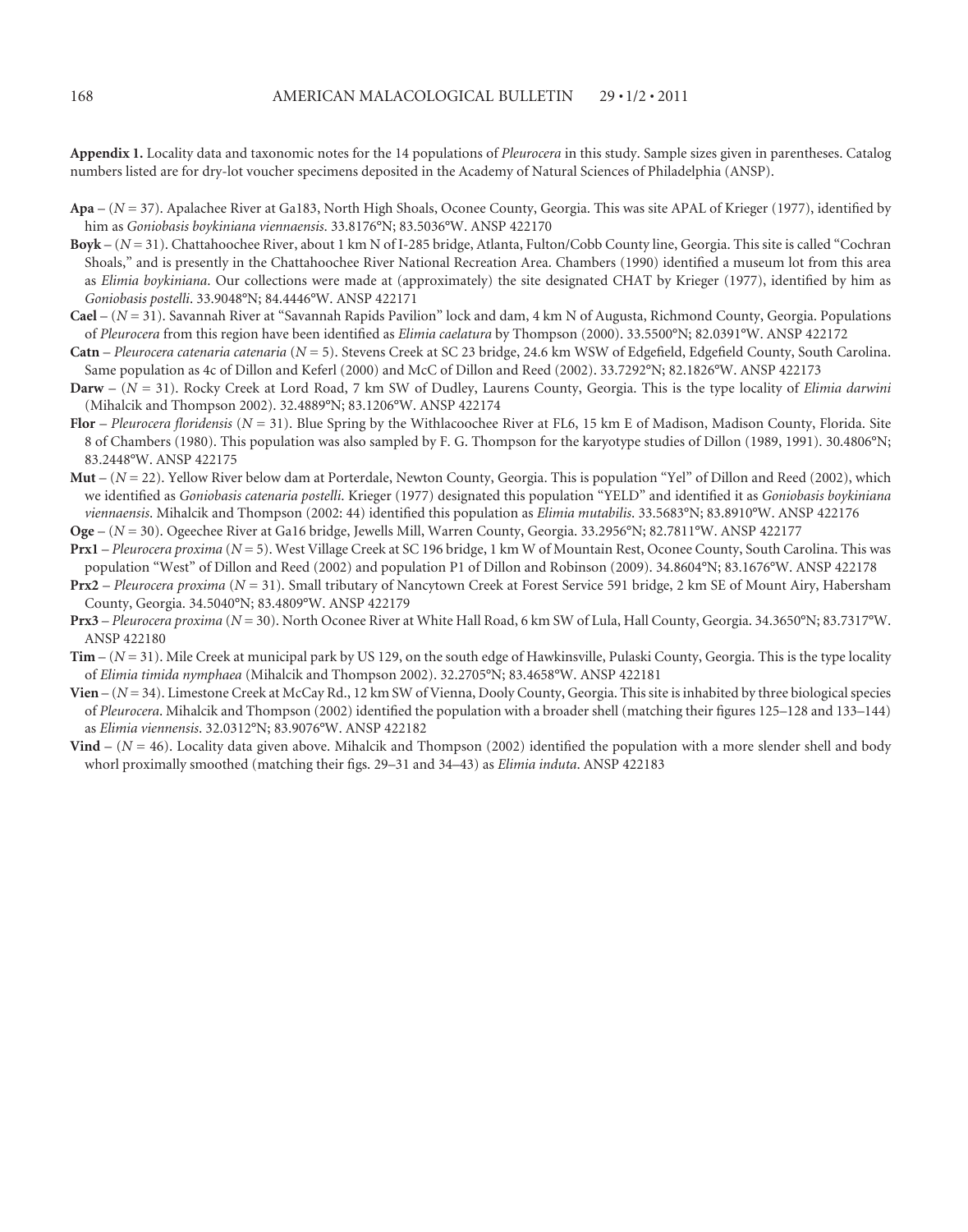**Appendix 1.** Locality data and taxonomic notes for the 14 populations of *Pleurocera* in this study. Sample sizes given in parentheses. Catalog numbers listed are for dry-lot voucher specimens deposited in the Academy of Natural Sciences of Philadelphia (ANSP).

**Apa** – (*N* = 37). Apalachee River at Ga183, North High Shoals, Oconee County, Georgia. This was site APAL of Krieger (1977), identified by him as *Goniobasis boykiniana viennaensis*. 33.8176°N; 83.5036°W. ANSP 422170

**Boyk** – (*N* = 31). Chattahoochee River, about 1 km N of I-285 bridge, Atlanta, Fulton/Cobb County line, Georgia. This site is called "Cochran Shoals," and is presently in the Chattahoochee River National Recreation Area. Chambers (1990) identified a museum lot from this area as *Elimia boykiniana*. Our collections were made at (approximately) the site designated CHAT by Krieger (1977), identified by him as *Goniobasis postelli*. 33.9048°N; 84.4446°W. ANSP 422171

**Cael** – (*N* = 31). Savannah River at "Savannah Rapids Pavilion" lock and dam, 4 km N of Augusta, Richmond County, Georgia. Populations of *Pleurocera* from this region have been identified as *Elimia caelatura* by Thompson (2000). 33.5500°N; 82.0391°W. ANSP 422172

**Catn** – *Pleurocera catenaria catenaria* (*N* = 5). Stevens Creek at SC 23 bridge, 24.6 km WSW of Edgefield, Edgefield County, South Carolina. Same population as 4c of Dillon and Keferl (2000) and McC of Dillon and Reed (2002). 33.7292°N; 82.1826°W. ANSP 422173

**Darw** – (*N* = 31). Rocky Creek at Lord Road, 7 km SW of Dudley, Laurens County, Georgia. This is the type locality of *Elimia darwini* (Mihalcik and Thompson 2002). 32.4889°N; 83.1206°W. ANSP 422174

**Flor** – *Pleurocera floridensis* (*N* = 31). Blue Spring by the Withlacoochee River at FL6, 15 km E of Madison, Madison County, Florida. Site 8 of Chambers (1980). This population was also sampled by F. G. Thompson for the karyotype studies of Dillon (1989, 1991). 30.4806°N; 83.2448°W. ANSP 422175

**Mut** – (*N* = 22). Yellow River below dam at Porterdale, Newton County, Georgia. This is population "Yel" of Dillon and Reed (2002), which we identified as *Goniobasis catenaria postelli*. Krieger (1977) designated this population "YELD" and identified it as *Goniobasis boykiniana viennaensis*. Mihalcik and Thompson (2002: 44) identified this population as *Elimia mutabilis*. 33.5683°N; 83.8910°W. ANSP 422176

**Oge** – (*N* = 30). Ogeechee River at Ga16 bridge, Jewells Mill, Warren County, Georgia. 33.2956°N; 82.7811°W. ANSP 422177

**Prx1** – *Pleurocera proxima* (*N* = 5). West Village Creek at SC 196 bridge, 1 km W of Mountain Rest, Oconee County, South Carolina. This was population "West" of Dillon and Reed (2002) and population P1 of Dillon and Robinson (2009). 34.8604°N; 83.1676°W. ANSP 422178

**Prx2** – *Pleurocera proxima* (*N* = 31). Small tributary of Nancytown Creek at Forest Service 591 bridge, 2 km SE of Mount Airy, Habersham County, Georgia. 34.5040°N; 83.4809°W. ANSP 422179

**Prx3** – *Pleurocera proxima* (*N* = 30). North Oconee River at White Hall Road, 6 km SW of Lula, Hall County, Georgia. 34.3650°N; 83.7317°W. ANSP 422180

**Tim** – (*N* = 31). Mile Creek at municipal park by US 129, on the south edge of Hawkinsville, Pulaski County, Georgia. This is the type locality of *Elimia timida nymphaea* (Mihalcik and Thompson 2002). 32.2705°N; 83.4658°W. ANSP 422181

**Vien** – (*N* = 34). Limestone Creek at McCay Rd., 12 km SW of Vienna, Dooly County, Georgia. This site is inhabited by three biological species of *Pleurocera*. Mihalcik and Thompson (2002) identified the population with a broader shell (matching their figures 125–128 and 133–144) as *Elimia viennensis*. 32.0312°N; 83.9076°W. ANSP 422182

**Vind** – (*N* = 46). Locality data given above. Mihalcik and Thompson (2002) identified the population with a more slender shell and body whorl proximally smoothed (matching their figs. 29–31 and 34–43) as *Elimia induta*. ANSP 422183